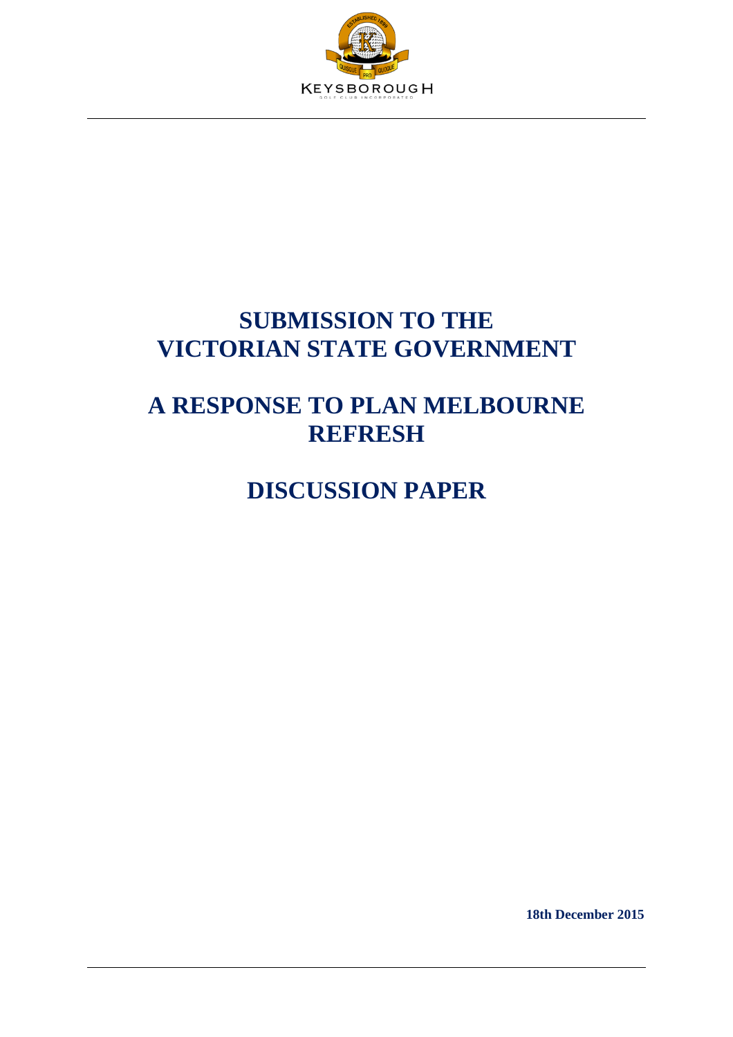KEYSBOROUGH

GOLF CLUB INCORPORATED

# SUBMISSION TO THE VICTORIAN STATE GOVERNMENT

# A RESPONSE TO PLAN MELBOURNE REFRESH

# DISCUSSION PAPER

**18th December 2015**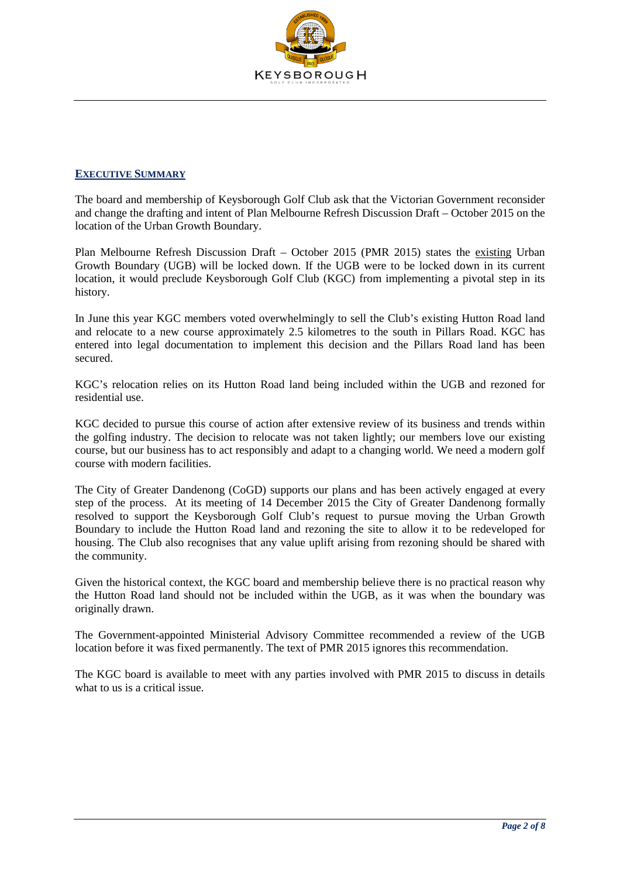## EXECUTIVE SUMMARY

The board and membership of Keysborough Golf Club ask that the Victorian Government reconsider and change the drafting and intent of Plan Melbourne Refresh Discussion Draft – October 2015 on the location of the Urban Growth Boundary.

Plan Melbourne Refresh Discussion Draft – October 2015 (PMR 2015) states the existing Urban Growth Boundary (UGB) will be locked down. If the UGB were to be locked down in its current location, it would preclude Keysborough Golf Club (KGC) from implementing a pivotal step in its history.

In June this year KGC members voted overwhelmingly to sell the Club's existing Hutton Road land and relocate to a new course approximately 2.5 kilometres to the south in Pillars Road. KGC has entered into legal documentation to implement this decision and the Pillars Road land has been secured.

KGC's relocation relies on its Hutton Road land being included within the UGB and rezoned for residential use.

KGC decided to pursue this course of action after extensive review of its business and trends within the golfing industry. The decision to relocate was not taken lightly; our members love our existing course, but our business has to act responsibly and adapt to a changing world. We need a modern golf course with modern facilities.

The City of Greater Dandenong (CoGD) supports our plans and has been actively engaged at every step of the process. At its meeting of 14 December 2015 the City of Greater Dandenong formally resolved to support the Keysborough Golf Club's request to pursue moving the Urban Growth Boundary to include the Hutton Road land and rezoning the site to allow it to be redeveloped for housing. The Club also recognises that any value uplift arising from rezoning should be shared with the community.

Given the historical context, the KGC board and membership believe there is no practical reason why the Hutton Road land should not be included within the UGB, as it was when the boundary was originally drawn.

The Government-appointed Ministerial Advisory Committee recommended a review of the UGB location before it was fixed permanently. The text of PMR 2015 ignores this recommendation.

The KGC board is available to meet with any parties involved with PMR 2015 to discuss in details what to us is a critical issue.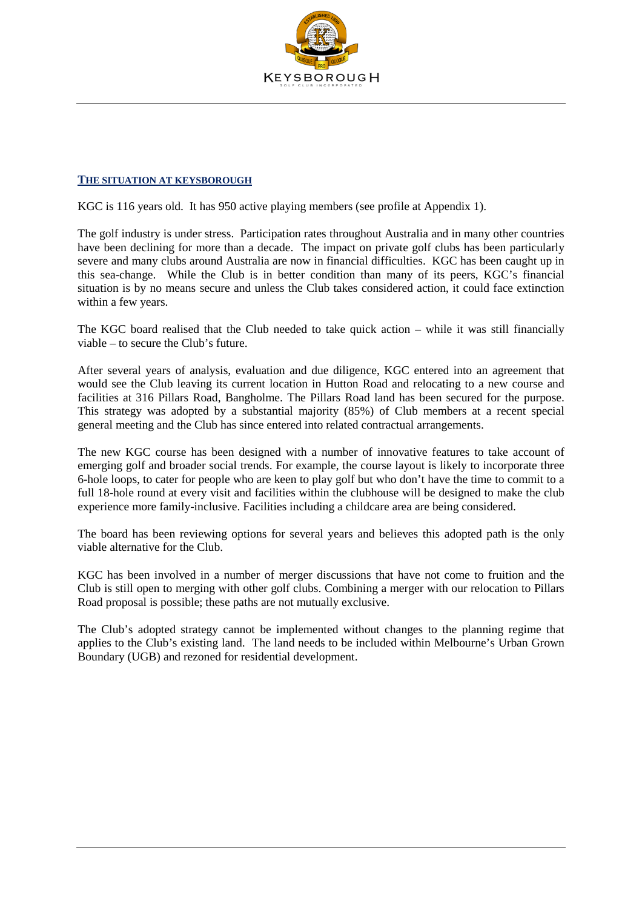## THE SITUATION AT KEYSBOROUGH

KGC is 116 years old. It has 950 active playing members (see profile at Appendix 1).

The golf industry is under stress. Participation rates throughout Australia and in many other countries have been declining for more than a decade. The impact on private golf clubs has been particularly severe and many clubs around Australia are now in financial difficulties. KGC has been caught up in this sea-change. While the Club is in better condition than many of its peers, KGC's financial situation is by no means secure and unless the Club takes considered action, it could face extinction within a few years.

The KGC board realised that the Club needed to take quick action – while it was still financially viable – to secure the Club's future.

After several years of analysis, evaluation and due diligence, KGC entered into an agreement that would see the Club leaving its current location in Hutton Road and relocating to a new course and facilities at 316 Pillars Road, Bangholme. The Pillars Road land has been secured for the purpose. This strategy was adopted by a substantial majority (85%) of Club members at a recent special general meeting and the Club has since entered into related contractual arrangements.

The new KGC course has been designed with a number of innovative features to take account of emerging golf and broader social trends. For example, the course layout is likely to incorporate three 6-hole loops, to cater for people who are keen to play golf but who don't have the time to commit to a full 18-hole round at every visit and facilities within the clubhouse will be designed to make the club experience more family-inclusive. Facilities including a childcare area are being considered.

The board has been reviewing options for several years and believes this adopted path is the only viable alternative for the Club.

KGC has been involved in a number of merger discussions that have not come to fruition and the Club is still open to merging with other golf clubs. Combining a merger with our relocation to Pillars Road proposal is possible; these paths are not mutually exclusive.

The Club's adopted strategy cannot be implemented without changes to the planning regime that applies to the Club's existing land. The land needs to be included within Melbourne's Urban Grown Boundary (UGB) and rezoned for residential development.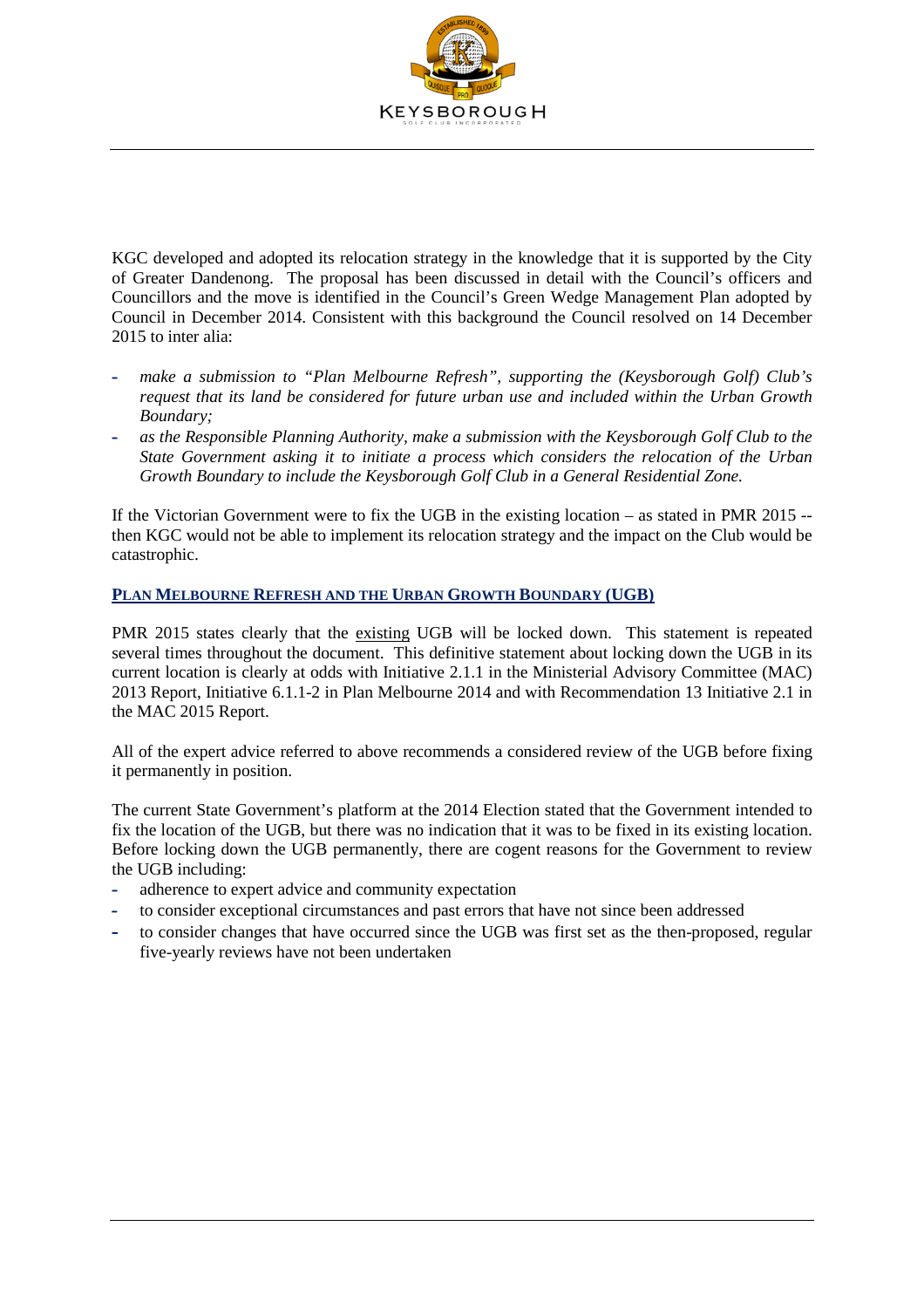KGC developed and adopted its relocation strategy in the knowledge that it is supported by the City of Greater Dandenong. The proposal has been discussed in detail with the Council's officers and Councillors and the move is identified in the Council's Green Wedge Management Plan adopted by Council in December 2014. Consistent with this background the Council resolved on 14 December 2015 to inter alia:

- *make a submission to "Plan Melbourne Refresh", supporting the (Keysborough Golf) Club's request that its land be considered for future urban use and included within the Urban Growth Boundary;*
- *as the Responsible Planning Authority, make a submission with the Keysborough Golf Club to the State Government asking it to initiate a process which considers the relocation of the Urban Growth Boundary to include the Keysborough Golf Club in a General Residential Zone.*

If the Victorian Government were to fix the UGB in the existing location – as stated in PMR 2015 -- then KGC would not be able to implement its relocation strategy and the impact on the Club would be catastrophic.

## PLAN MELBOURNE REFRESH AND THE URBAN GROWTH BOUNDARY (UGB)

PMR 2015 states clearly that the existing UGB will be locked down. This statement is repeated several times throughout the document. This definitive statement about locking down the UGB in its current location is clearly at odds with Initiative 2.1.1 in the Ministerial Advisory Committee (MAC) 2013 Report, Initiative 6.1.1-2 in Plan Melbourne 2014 and with Recommendation 13 Initiative 2.1 in the MAC 2015 Report.

All of the expert advice referred to above recommends a considered review of the UGB before fixing it permanently in position.

The current State Government's platform at the 2014 Election stated that the Government intended to fix the location of the UGB, but there was no indication that it was to be fixed in its existing location. Before locking down the UGB permanently, there are cogent reasons for the Government to review the UGB including:

- adherence to expert advice and community expectation
- to consider exceptional circumstances and past errors that have not since been addressed
- to consider changes that have occurred since the UGB was first set as the then-proposed, regular five-yearly reviews have not been undertaken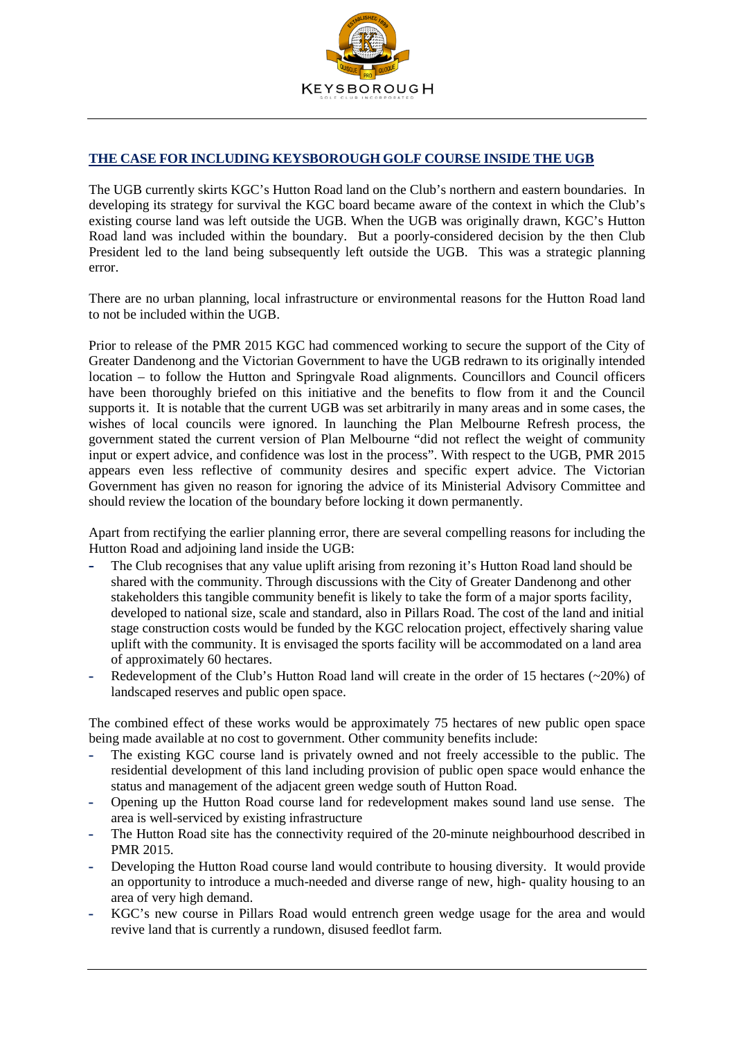## THE CASE FOR INCLUDING KEYSBOROUGH GOLF COURSE INSIDE THE UGB

The UGB currently skirts KGC's Hutton Road land on the Club's northern and eastern boundaries. In developing its strategy for survival the KGC board became aware of the context in which the Club's existing course land was left outside the UGB. When the UGB was originally drawn, KGC's Hutton Road land was included within the boundary. But a poorly-considered decision by the then Club President led to the land being subsequently left outside the UGB. This was a strategic planning error.

There are no urban planning, local infrastructure or environmental reasons for the Hutton Road land to not be included within the UGB.

Prior to release of the PMR 2015 KGC had commenced working to secure the support of the City of Greater Dandenong and the Victorian Government to have the UGB redrawn to its originally intended location – to follow the Hutton and Springvale Road alignments. Councillors and Council officers have been thoroughly briefed on this initiative and the benefits to flow from it and the Council supports it. It is notable that the current UGB was set arbitrarily in many areas and in some cases, the wishes of local councils were ignored. In launching the Plan Melbourne Refresh process, the government stated the current version of Plan Melbourne "did not reflect the weight of community input or expert advice, and confidence was lost in the process". With respect to the UGB, PMR 2015 appears even less reflective of community desires and specific expert advice. The Victorian Government has given no reason for ignoring the advice of its Ministerial Advisory Committee and should review the location of the boundary before locking it down permanently.

Apart from rectifying the earlier planning error, there are several compelling reasons for including the Hutton Road and adjoining land inside the UGB:

- The Club recognises that any value uplift arising from rezoning it's Hutton Road land should be shared with the community. Through discussions with the City of Greater Dandenong and other stakeholders this tangible community benefit is likely to take the form of a major sports facility, developed to national size, scale and standard, also in Pillars Road. The cost of the land and initial stage construction costs would be funded by the KGC relocation project, effectively sharing value uplift with the community. It is envisaged the sports facility will be accommodated on a land area of approximately 60 hectares.
- Redevelopment of the Club's Hutton Road land will create in the order of 15 hectares (~20%) of landscaped reserves and public open space.

The combined effect of these works would be approximately 75 hectares of new public open space being made available at no cost to government. Other community benefits include:

- The existing KGC course land is privately owned and not freely accessible to the public. The residential development of this land including provision of public open space would enhance the status and management of the adjacent green wedge south of Hutton Road.
- Opening up the Hutton Road course land for redevelopment makes sound land use sense. The area is well-serviced by existing infrastructure
- The Hutton Road site has the connectivity required of the 20-minute neighbourhood described in PMR 2015.
- Developing the Hutton Road course land would contribute to housing diversity. It would provide an opportunity to introduce a much-needed and diverse range of new, high- quality housing to an area of very high demand.
- KGC's new course in Pillars Road would entrench green wedge usage for the area and would revive land that is currently a rundown, disused feedlot farm.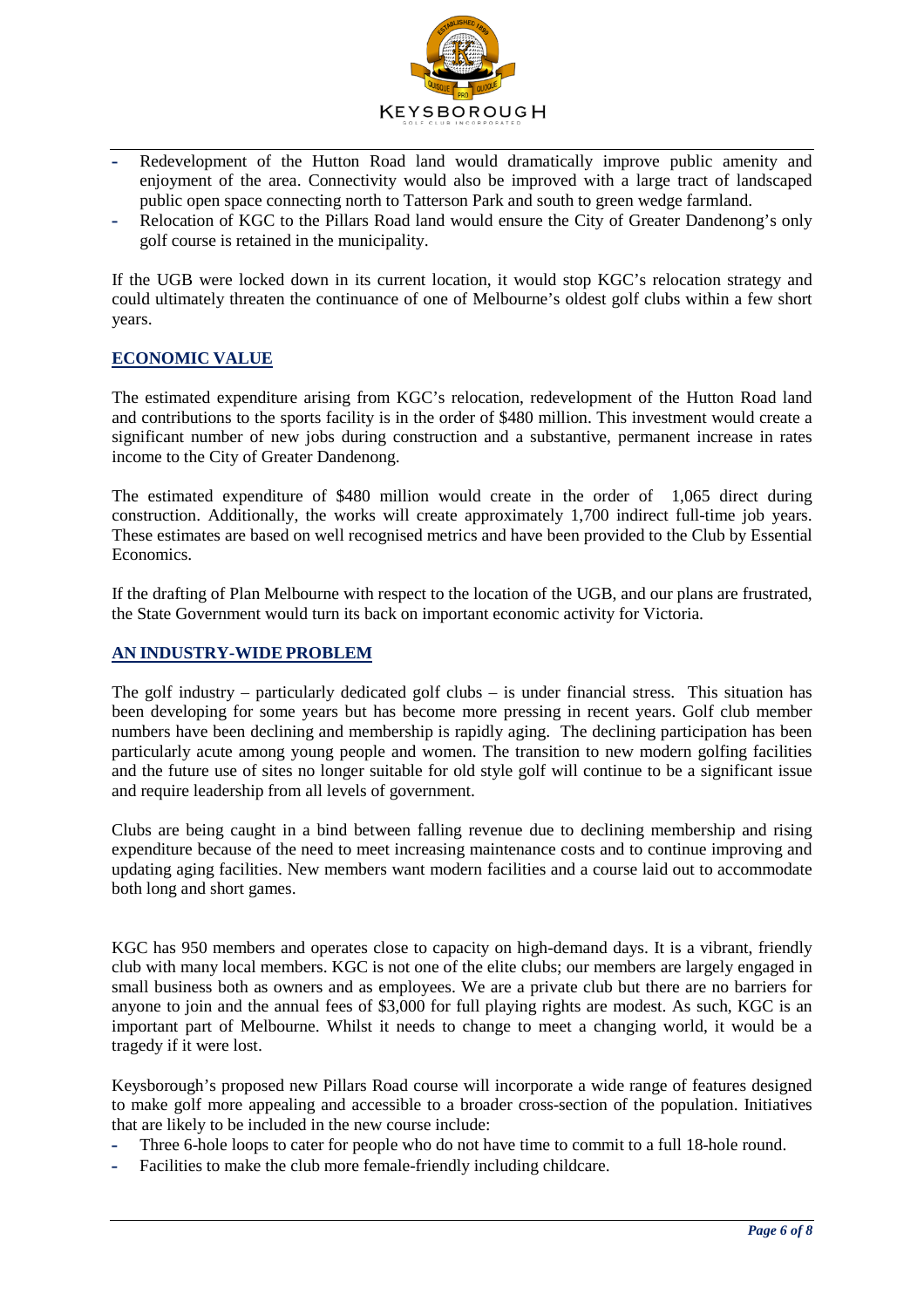- Redevelopment of the Hutton Road land would dramatically improve public amenity and enjoyment of the area. Connectivity would also be improved with a large tract of landscaped public open space connecting north to Tatterson Park and south to green wedge farmland.
- Relocation of KGC to the Pillars Road land would ensure the City of Greater Dandenong's only golf course is retained in the municipality.

If the UGB were locked down in its current location, it would stop KGC's relocation strategy and could ultimately threaten the continuance of one of Melbourne's oldest golf clubs within a few short years.

## ECONOMIC VALUE

The estimated expenditure arising from KGC's relocation, redevelopment of the Hutton Road land and contributions to the sports facility is in the order of $480 million. This investment would create a significant number of new jobs during construction and a substantive, permanent increase in rates income to the City of Greater Dandenong.

The estimated expenditure of $480 million would create in the order of 1,065 direct during construction. Additionally, the works will create approximately 1,700 indirect full-time job years. These estimates are based on well recognised metrics and have been provided to the Club by Essential Economics.

If the drafting of Plan Melbourne with respect to the location of the UGB, and our plans are frustrated, the State Government would turn its back on important economic activity for Victoria.

## AN INDUSTRY-WIDE PROBLEM

The golf industry – particularly dedicated golf clubs – is under financial stress. This situation has been developing for some years but has become more pressing in recent years. Golf club member numbers have been declining and membership is rapidly aging. The declining participation has been particularly acute among young people and women. The transition to new modern golfing facilities and the future use of sites no longer suitable for old style golf will continue to be a significant issue and require leadership from all levels of government.

Clubs are being caught in a bind between falling revenue due to declining membership and rising expenditure because of the need to meet increasing maintenance costs and to continue improving and updating aging facilities. New members want modern facilities and a course laid out to accommodate both long and short games.

KGC has 950 members and operates close to capacity on high-demand days. It is a vibrant, friendly club with many local members. KGC is not one of the elite clubs; our members are largely engaged in small business both as owners and as employees. We are a private club but there are no barriers for anyone to join and the annual fees of $3,000 for full playing rights are modest. As such, KGC is an important part of Melbourne. Whilst it needs to change to meet a changing world, it would be a tragedy if it were lost.

Keysborough's proposed new Pillars Road course will incorporate a wide range of features designed to make golf more appealing and accessible to a broader cross-section of the population. Initiatives that are likely to be included in the new course include:

- Three 6-hole loops to cater for people who do not have time to commit to a full 18-hole round.
- Facilities to make the club more female-friendly including childcare.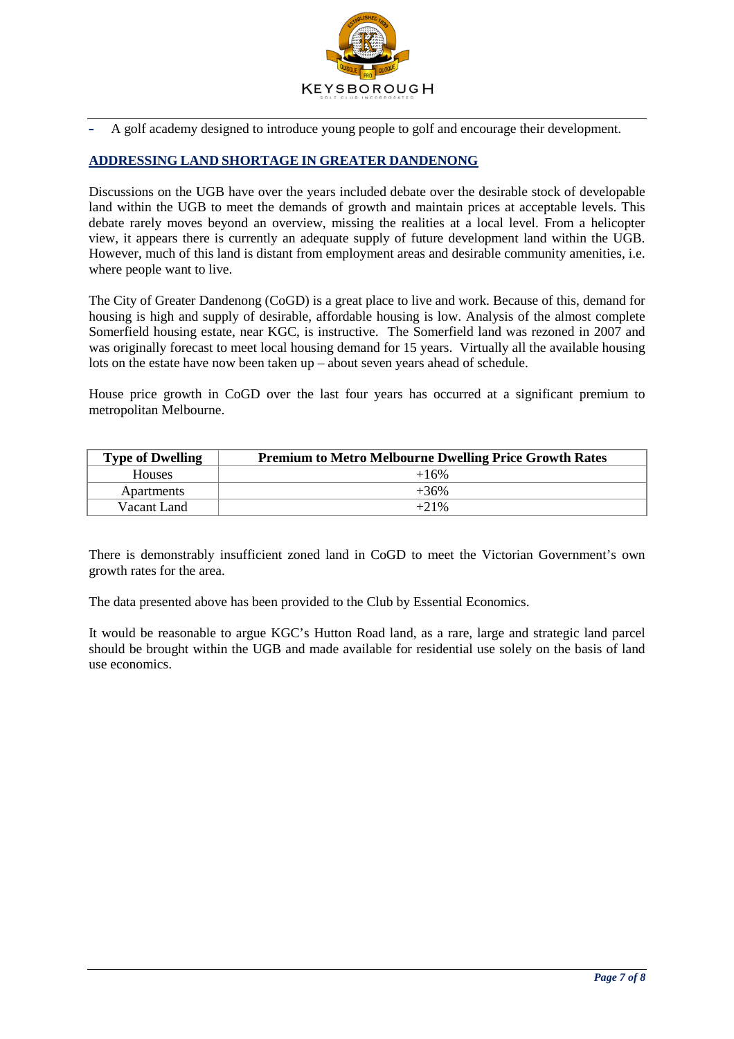- A golf academy designed to introduce young people to golf and encourage their development.

## ADDRESSING LAND SHORTAGE IN GREATER DANDENONG

Discussions on the UGB have over the years included debate over the desirable stock of developable land within the UGB to meet the demands of growth and maintain prices at acceptable levels. This debate rarely moves beyond an overview, missing the realities at a local level. From a helicopter view, it appears there is currently an adequate supply of future development land within the UGB. However, much of this land is distant from employment areas and desirable community amenities, i.e. where people want to live.

The City of Greater Dandenong (CoGD) is a great place to live and work. Because of this, demand for housing is high and supply of desirable, affordable housing is low. Analysis of the almost complete Somerfield housing estate, near KGC, is instructive. The Somerfield land was rezoned in 2007 and was originally forecast to meet local housing demand for 15 years. Virtually all the available housing lots on the estate have now been taken up – about seven years ahead of schedule.

House price growth in CoGD over the last four years has occurred at a significant premium to metropolitan Melbourne.

| Type of Dwelling | Premium to Metro Melbourne Dwelling Price Growth Rates |
|---|---|
| Houses | +16% |
| Apartments | +36% |
| Vacant Land | +21% |

There is demonstrably insufficient zoned land in CoGD to meet the Victorian Government's own growth rates for the area.

The data presented above has been provided to the Club by Essential Economics.

It would be reasonable to argue KGC's Hutton Road land, as a rare, large and strategic land parcel should be brought within the UGB and made available for residential use solely on the basis of land use economics.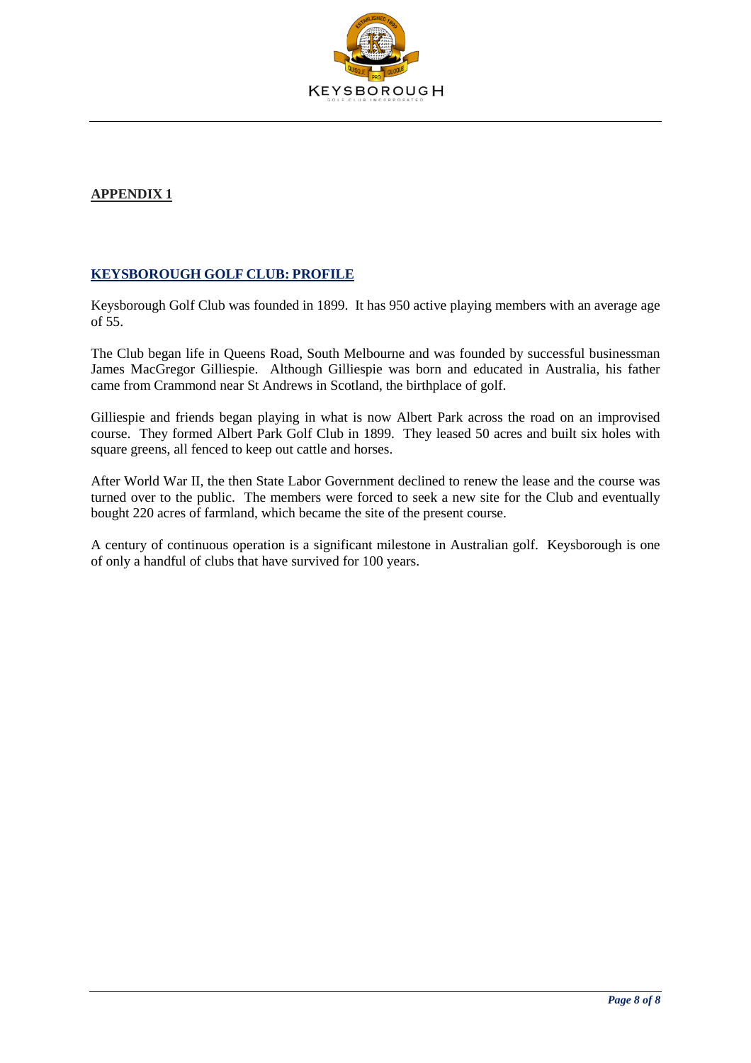**APPENDIX 1**

## KEYSBOROUGH GOLF CLUB: PROFILE

Keysborough Golf Club was founded in 1899. It has 950 active playing members with an average age of 55.

The Club began life in Queens Road, South Melbourne and was founded by successful businessman James MacGregor Gilliespie. Although Gilliespie was born and educated in Australia, his father came from Crammond near St Andrews in Scotland, the birthplace of golf.

Gilliespie and friends began playing in what is now Albert Park across the road on an improvised course. They formed Albert Park Golf Club in 1899. They leased 50 acres and built six holes with square greens, all fenced to keep out cattle and horses.

After World War II, the then State Labor Government declined to renew the lease and the course was turned over to the public. The members were forced to seek a new site for the Club and eventually bought 220 acres of farmland, which became the site of the present course.

A century of continuous operation is a significant milestone in Australian golf. Keysborough is one of only a handful of clubs that have survived for 100 years.